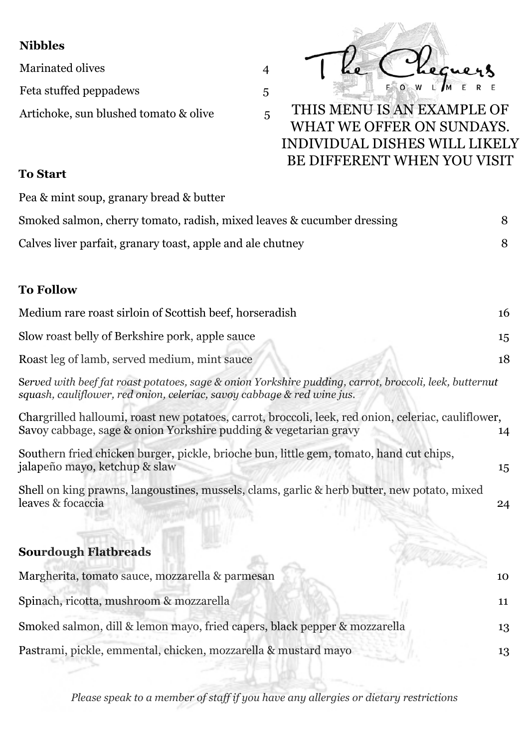The Chequers
FOWLMERE

THIS MENU IS AN EXAMPLE OF WHAT WE OFFER ON SUNDAYS. INDIVIDUAL DISHES WILL LIKELY BE DIFFERENT WHEN YOU VISIT

## Nibbles

| | |
|---|---|
| Marinated olives | 4 |
| Feta stuffed peppadews | 5 |
| Artichoke, sun blushed tomato & olive | 5 |

## To Start

| | |
|---|---|
| Pea & mint soup, granary bread & butter | |
| Smoked salmon, cherry tomato, radish, mixed leaves & cucumber dressing | 8 |
| Calves liver parfait, granary toast, apple and ale chutney | 8 |

## To Follow

| | |
|---|---|
| Medium rare roast sirloin of Scottish beef, horseradish | 16 |
| Slow roast belly of Berkshire pork, apple sauce | 15 |
| Roast leg of lamb, served medium, mint sauce | 18 |

*Served with beef fat roast potatoes, sage & onion Yorkshire pudding, carrot, broccoli, leek, butternut squash, cauliflower, red onion, celeriac, savoy cabbage & red wine jus.*

| | |
|---|---|
| Chargrilled halloumi, roast new potatoes, carrot, broccoli, leek, red onion, celeriac, cauliflower, Savoy cabbage, sage & onion Yorkshire pudding & vegetarian gravy | 14 |
| Southern fried chicken burger, pickle, brioche bun, little gem, tomato, hand cut chips, jalapeño mayo, ketchup & slaw | 15 |
| Shell on king prawns, langoustines, mussels, clams, garlic & herb butter, new potato, mixed leaves & focaccia | 24 |

## Sourdough Flatbreads

| | |
|---|---|
| Margherita, tomato sauce, mozzarella & parmesan | 10 |
| Spinach, ricotta, mushroom & mozzarella | 11 |
| Smoked salmon, dill & lemon mayo, fried capers, black pepper & mozzarella | 13 |
| Pastrami, pickle, emmental, chicken, mozzarella & mustard mayo | 13 |

*Please speak to a member of staff if you have any allergies or dietary restrictions*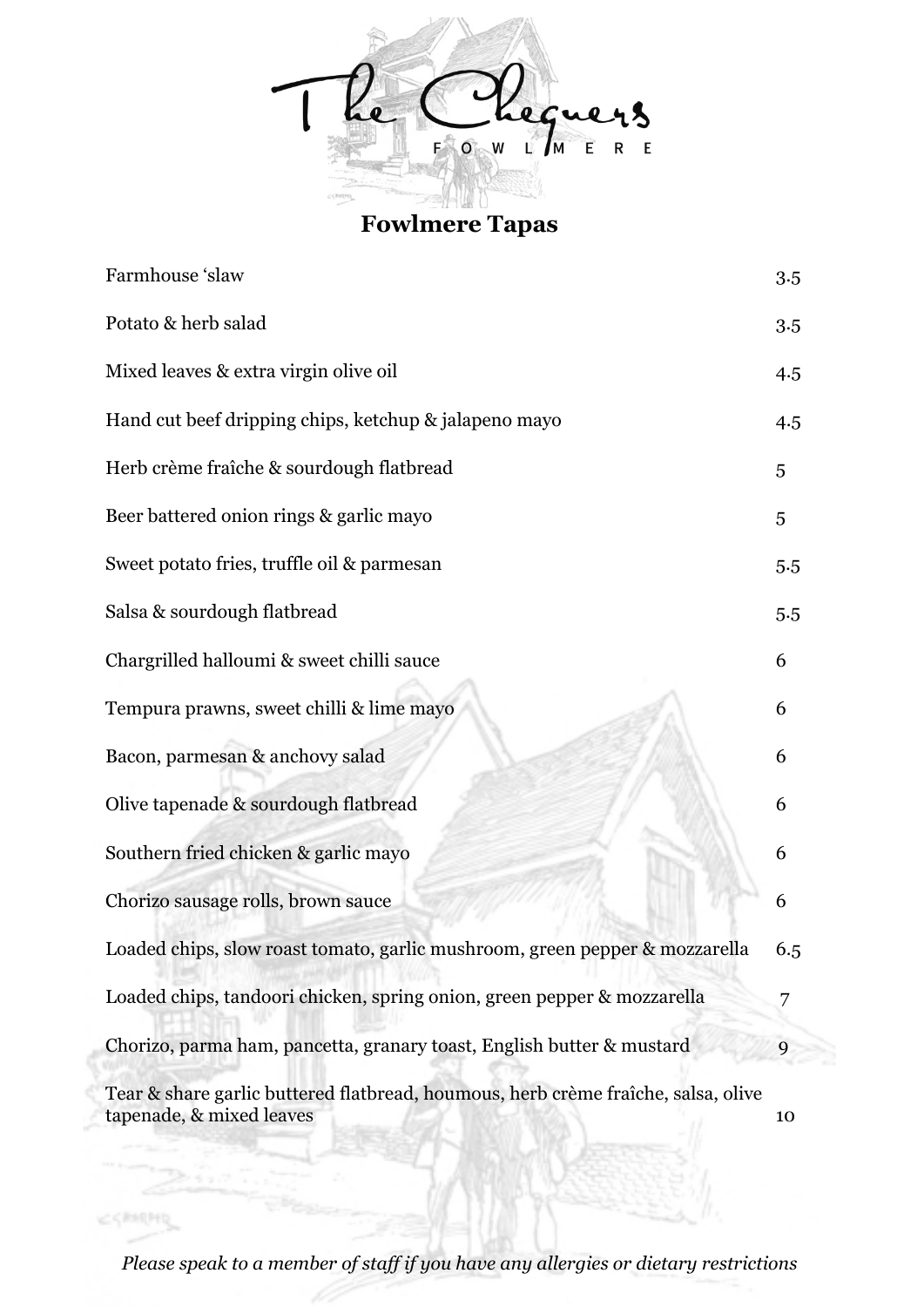The Chequers
FOWLMERE

## Fowlmere Tapas

| | |
|---|---|
| Farmhouse 'slaw | 3.5 |
| Potato & herb salad | 3.5 |
| Mixed leaves & extra virgin olive oil | 4.5 |
| Hand cut beef dripping chips, ketchup & jalapeno mayo | 4.5 |
| Herb crème fraîche & sourdough flatbread | 5 |
| Beer battered onion rings & garlic mayo | 5 |
| Sweet potato fries, truffle oil & parmesan | 5.5 |
| Salsa & sourdough flatbread | 5.5 |
| Chargrilled halloumi & sweet chilli sauce | 6 |
| Tempura prawns, sweet chilli & lime mayo | 6 |
| Bacon, parmesan & anchovy salad | 6 |
| Olive tapenade & sourdough flatbread | 6 |
| Southern fried chicken & garlic mayo | 6 |
| Chorizo sausage rolls, brown sauce | 6 |
| Loaded chips, slow roast tomato, garlic mushroom, green pepper & mozzarella | 6.5 |
| Loaded chips, tandoori chicken, spring onion, green pepper & mozzarella | 7 |
| Chorizo, parma ham, pancetta, granary toast, English butter & mustard | 9 |
| Tear & share garlic buttered flatbread, houmous, herb crème fraîche, salsa, olive tapenade, & mixed leaves | 10 |

*Please speak to a member of staff if you have any allergies or dietary restrictions*